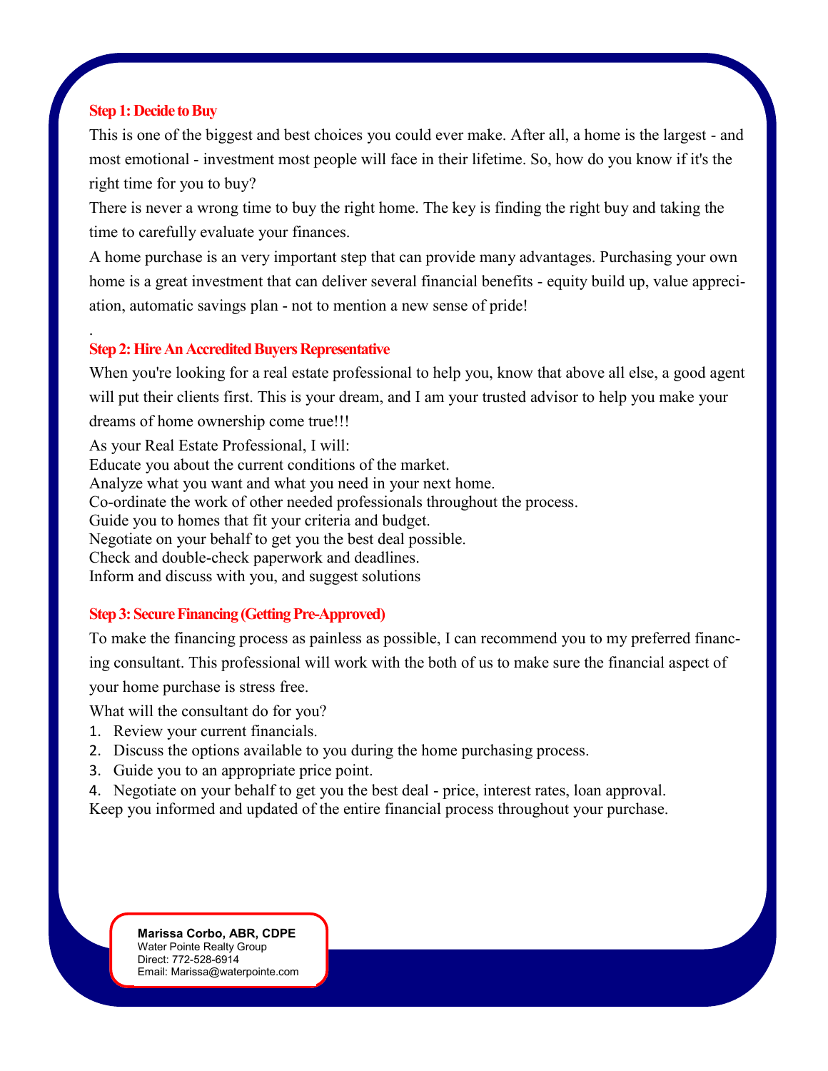### Step 1: Decide to Buy

This is one of the biggest and best choices you could ever make. After all, a home is the largest - and most emotional - investment most people will face in their lifetime. So, how do you know if it's the right time for you to buy?

There is never a wrong time to buy the right home. The key is finding the right buy and taking the time to carefully evaluate your finances.

A home purchase is an very important step that can provide many advantages. Purchasing your own home is a great investment that can deliver several financial benefits - equity build up, value appreciation, automatic savings plan - not to mention a new sense of pride!

.

### Step 2: Hire An Accredited Buyers Representative

When you're looking for a real estate professional to help you, know that above all else, a good agent will put their clients first. This is your dream, and I am your trusted advisor to help you make your dreams of home ownership come true!!!

As your Real Estate Professional, I will:
Educate you about the current conditions of the market.
Analyze what you want and what you need in your next home.
Co-ordinate the work of other needed professionals throughout the process.
Guide you to homes that fit your criteria and budget.
Negotiate on your behalf to get you the best deal possible.
Check and double-check paperwork and deadlines.
Inform and discuss with you, and suggest solutions

### Step 3: Secure Financing (Getting Pre-Approved)

To make the financing process as painless as possible, I can recommend you to my preferred financing consultant. This professional will work with the both of us to make sure the financial aspect of your home purchase is stress free.

What will the consultant do for you?

1. Review your current financials.
2. Discuss the options available to you during the home purchasing process.
3. Guide you to an appropriate price point.
4. Negotiate on your behalf to get you the best deal - price, interest rates, loan approval.

Keep you informed and updated of the entire financial process throughout your purchase.

**Marissa Corbo, ABR, CDPE**
Water Pointe Realty Group
Direct: 772-528-6914
Email: Marissa@waterpointe.com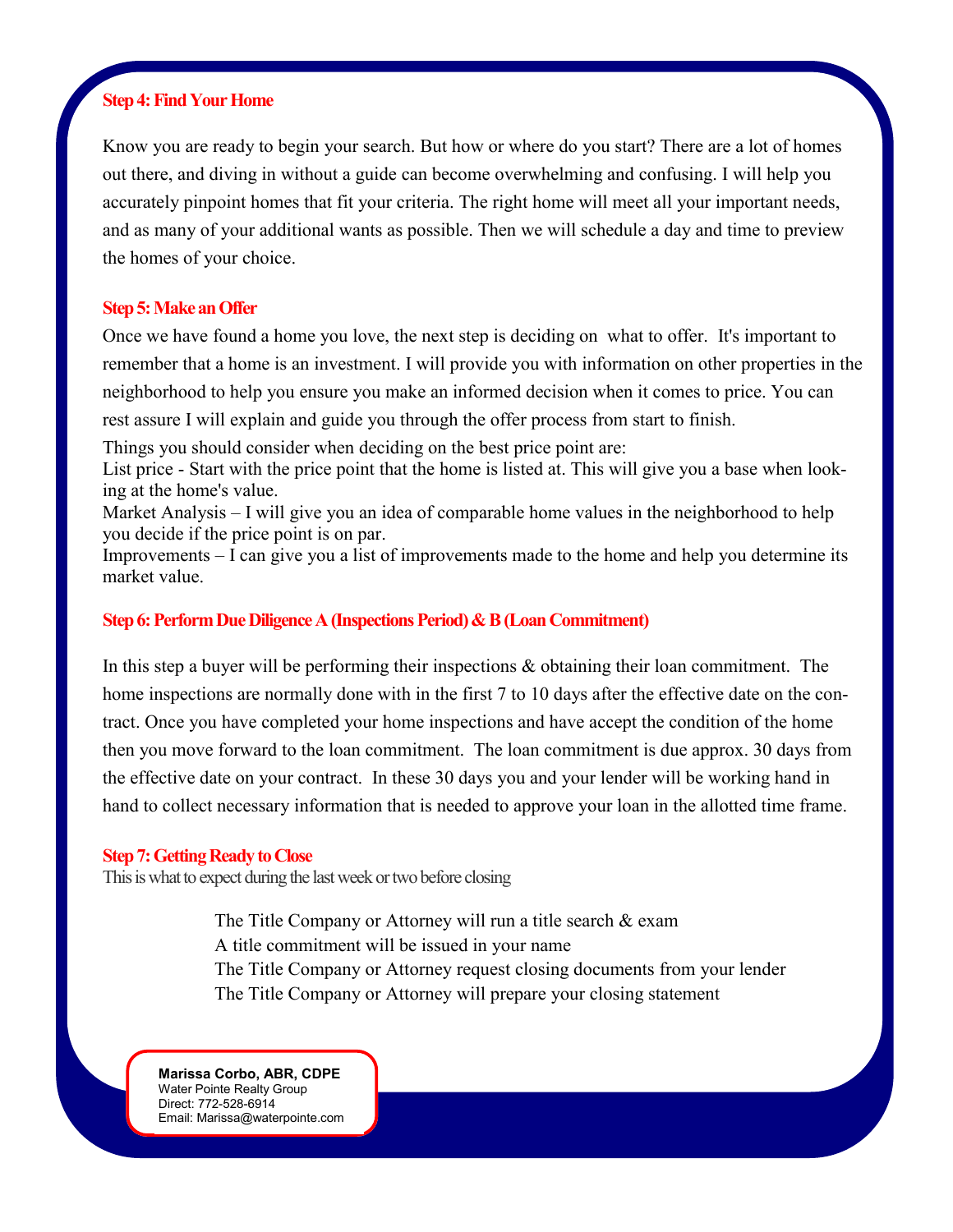### Step 4: Find Your Home

Know you are ready to begin your search. But how or where do you start? There are a lot of homes out there, and diving in without a guide can become overwhelming and confusing. I will help you accurately pinpoint homes that fit your criteria. The right home will meet all your important needs, and as many of your additional wants as possible. Then we will schedule a day and time to preview the homes of your choice.

### Step 5: Make an Offer

Once we have found a home you love, the next step is deciding on what to offer. It's important to remember that a home is an investment. I will provide you with information on other properties in the neighborhood to help you ensure you make an informed decision when it comes to price. You can rest assure I will explain and guide you through the offer process from start to finish.

Things you should consider when deciding on the best price point are:

List price - Start with the price point that the home is listed at. This will give you a base when looking at the home's value.

Market Analysis – I will give you an idea of comparable home values in the neighborhood to help you decide if the price point is on par.

Improvements – I can give you a list of improvements made to the home and help you determine its market value.

### Step 6: Perform Due Diligence A (Inspections Period) & B (Loan Commitment)

In this step a buyer will be performing their inspections & obtaining their loan commitment. The home inspections are normally done with in the first 7 to 10 days after the effective date on the contract. Once you have completed your home inspections and have accept the condition of the home then you move forward to the loan commitment. The loan commitment is due approx. 30 days from the effective date on your contract. In these 30 days you and your lender will be working hand in hand to collect necessary information that is needed to approve your loan in the allotted time frame.

### Step 7: Getting Ready to Close

This is what to expect during the last week or two before closing

The Title Company or Attorney will run a title search & exam
A title commitment will be issued in your name
The Title Company or Attorney request closing documents from your lender
The Title Company or Attorney will prepare your closing statement

**Marissa Corbo, ABR, CDPE**
Water Pointe Realty Group
Direct: 772-528-6914
Email: Marissa@waterpointe.com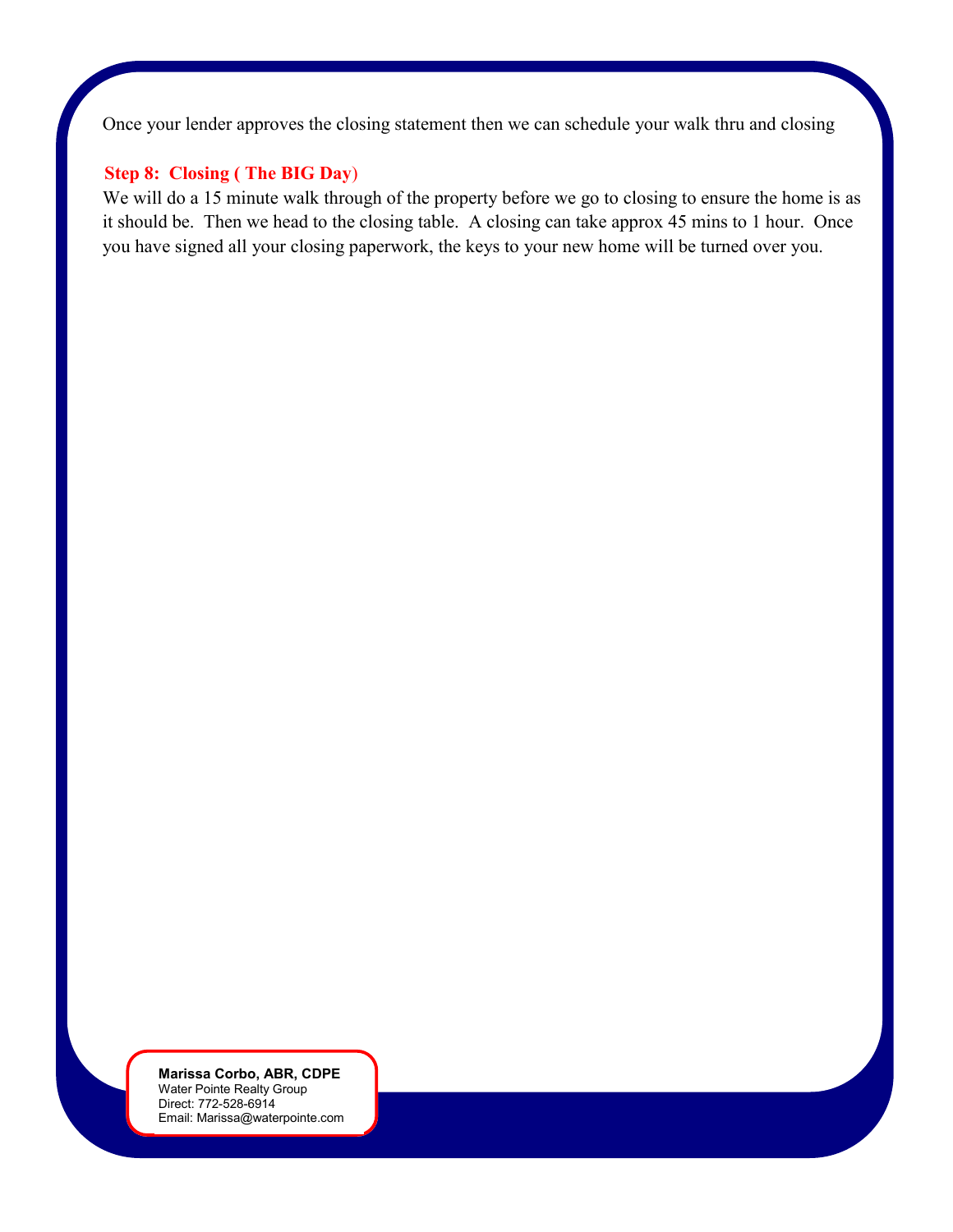Once your lender approves the closing statement then we can schedule your walk thru and closing

**Step 8: Closing ( The BIG Day)**

We will do a 15 minute walk through of the property before we go to closing to ensure the home is as it should be. Then we head to the closing table. A closing can take approx 45 mins to 1 hour. Once you have signed all your closing paperwork, the keys to your new home will be turned over you.

**Marissa Corbo, ABR, CDPE**
Water Pointe Realty Group
Direct: 772-528-6914
Email: Marissa@waterpointe.com